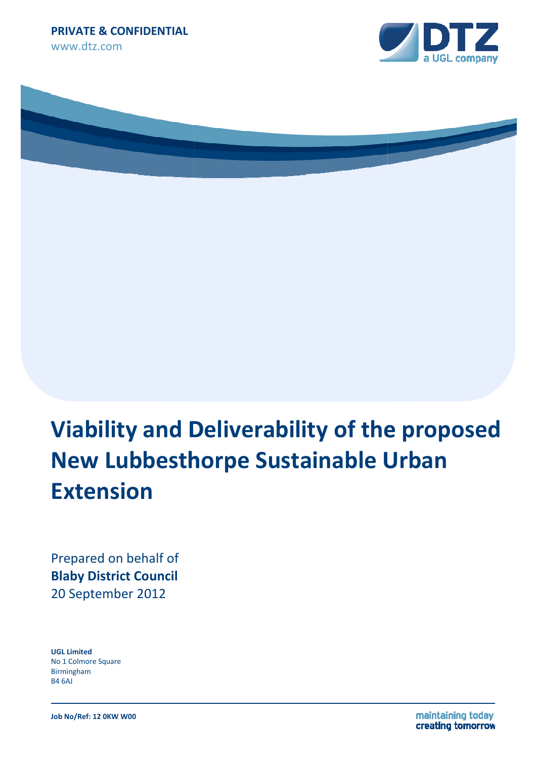**PRIVATE & CONFIDENTIAL**

www.dtz.com

# Viability and Deliverability of the proposed New Lubbesthorpe Sustainable Urban Extension

Prepared on behalf of
**Blaby District Council**
20 September 2012

**UGL Limited**
No 1 Colmore Square
Birmingham
B4 6AJ

**Job No/Ref: 12 0KW W00**

maintaining today
creating tomorrow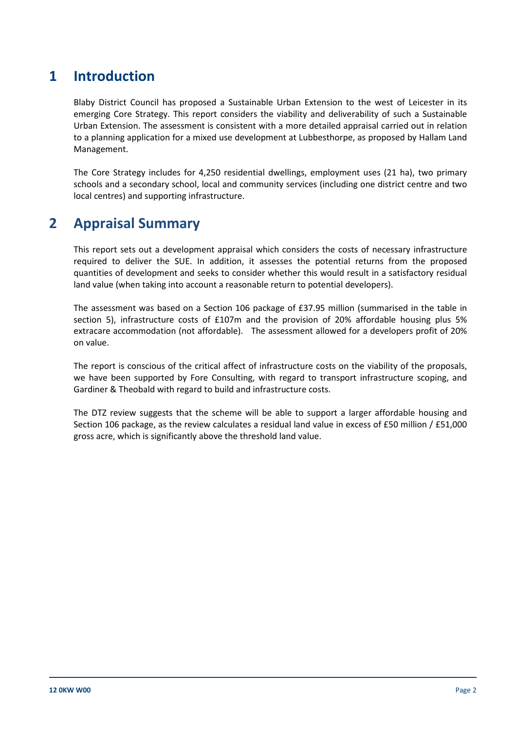# 1 Introduction

Blaby District Council has proposed a Sustainable Urban Extension to the west of Leicester in its emerging Core Strategy. This report considers the viability and deliverability of such a Sustainable Urban Extension. The assessment is consistent with a more detailed appraisal carried out in relation to a planning application for a mixed use development at Lubbesthorpe, as proposed by Hallam Land Management.

The Core Strategy includes for 4,250 residential dwellings, employment uses (21 ha), two primary schools and a secondary school, local and community services (including one district centre and two local centres) and supporting infrastructure.

# 2 Appraisal Summary

This report sets out a development appraisal which considers the costs of necessary infrastructure required to deliver the SUE. In addition, it assesses the potential returns from the proposed quantities of development and seeks to consider whether this would result in a satisfactory residual land value (when taking into account a reasonable return to potential developers).

The assessment was based on a Section 106 package of £37.95 million (summarised in the table in section 5), infrastructure costs of £107m and the provision of 20% affordable housing plus 5% extracare accommodation (not affordable). The assessment allowed for a developers profit of 20% on value.

The report is conscious of the critical affect of infrastructure costs on the viability of the proposals, we have been supported by Fore Consulting, with regard to transport infrastructure scoping, and Gardiner & Theobald with regard to build and infrastructure costs.

The DTZ review suggests that the scheme will be able to support a larger affordable housing and Section 106 package, as the review calculates a residual land value in excess of £50 million / £51,000 gross acre, which is significantly above the threshold land value.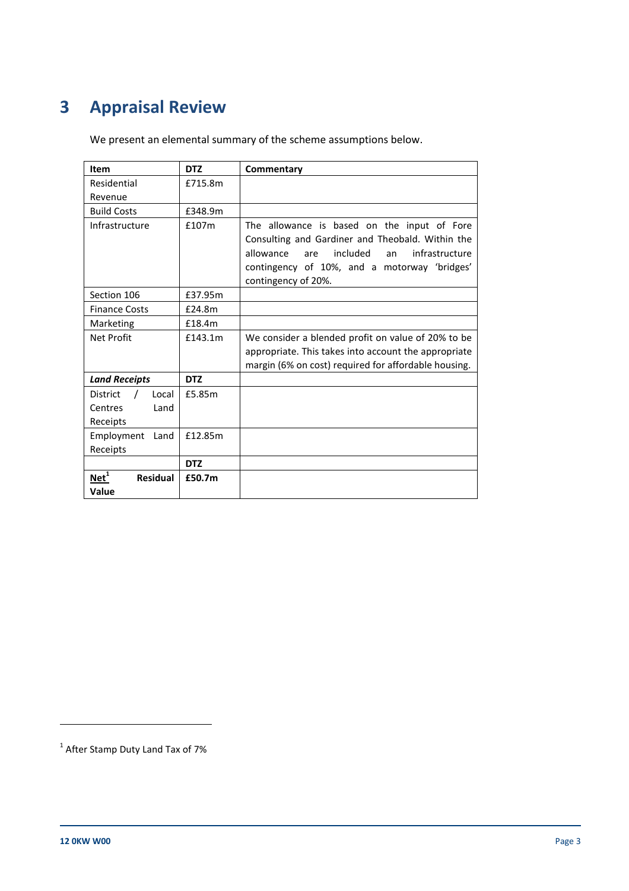# 3 Appraisal Review

We present an elemental summary of the scheme assumptions below.

| Item | DTZ | Commentary |
|---|---|---|
| Residential Revenue | £715.8m | |
| Build Costs | £348.9m | |
| Infrastructure | £107m | The allowance is based on the input of Fore Consulting and Gardiner and Theobald. Within the allowance are included an infrastructure contingency of 10%, and a motorway 'bridges' contingency of 20%. |
| Section 106 | £37.95m | |
| Finance Costs | £24.8m | |
| Marketing | £18.4m | |
| Net Profit | £143.1m | We consider a blended profit on value of 20% to be appropriate. This takes into account the appropriate margin (6% on cost) required for affordable housing. |
| ***Land Receipts*** | **DTZ** | |
| District / Local Centres Land Receipts | £5.85m | |
| Employment Land Receipts | £12.85m | |
| | **DTZ** | |
| **Net[1] Residual Value** | **£50.7m** | |

[1] After Stamp Duty Land Tax of 7%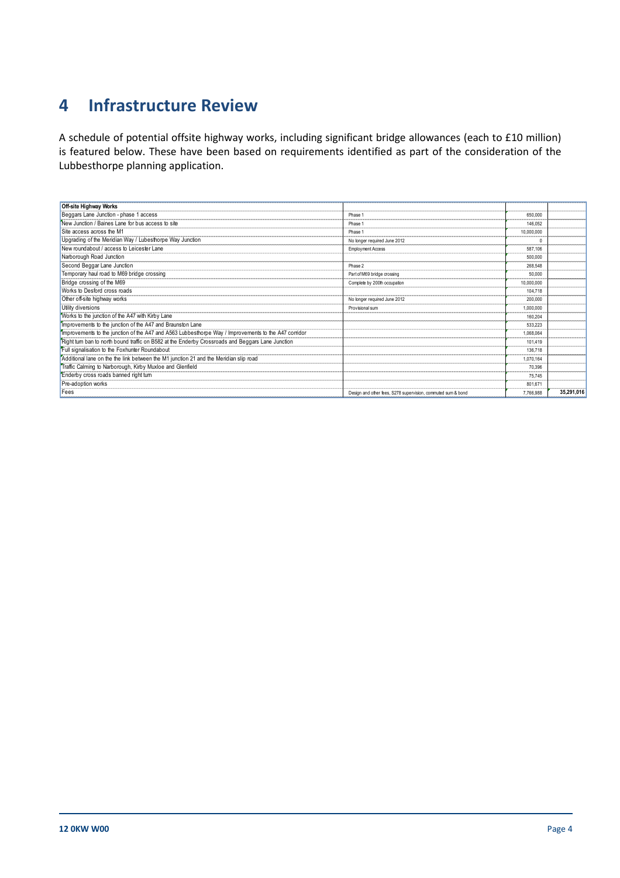# 4 Infrastructure Review

A schedule of potential offsite highway works, including significant bridge allowances (each to £10 million) is featured below. These have been based on requirements identified as part of the consideration of the Lubbesthorpe planning application.

| Off-site Highway Works | | | |
|---|---|---|---|
| Beggars Lane Junction - phase 1 access | Phase 1 | 650,000 | |
| New Junction / Baines Lane for bus access to site | Phase 1 | 146,052 | |
| Site access across the M1 | Phase 1 | 10,000,000 | |
| Upgrading of the Meridian Way / Lubesthorpe Way Junction | No longer required June 2012 | 0 | |
| New roundabout / access to Leicester Lane | Employment Access | 587,106 | |
| Narborough Road Junction | | 500,000 | |
| Second Beggar Lane Junction | Phase 2 | 268,548 | |
| Temporary haul road to M69 bridge crossing | Part of M69 bridge crossing | 50,000 | |
| Bridge crossing of the M69 | Complete by 200th occupation | 10,000,000 | |
| Works to Desford cross roads | | 104,718 | |
| Other off-site highway works | No longer required June 2012 | 200,000 | |
| Utility diversions | Provisional sum | 1,000,000 | |
| Works to the junction of the A47 with Kirby Lane | | 160,204 | |
| Improvements to the junction of the A47 and Braunston Lane | | 533,223 | |
| Improvements to the junction of the A47 and A563 Lubbesthorpe Way / Improvements to the A47 corridor | | 1,068,064 | |
| Right turn ban to north bound traffic on B582 at the Enderby Crossroads and Beggars Lane Junction | | 101,419 | |
| Full signalisation to the Foxhunter Roundabout | | 136,718 | |
| Additional lane on the the link between the M1 junction 21 and the Meridian slip road | | 1,070,164 | |
| Traffic Calming to Narborough, Kirby Muxloe and Glenfield | | 70,396 | |
| Enderby cross roads banned right turn | | 75,745 | |
| Pre-adoption works | | 801,671 | |
| Fees | Design and other fees, S278 supervision, commuted sum & bond | 7,766,988 | 35,291,016 |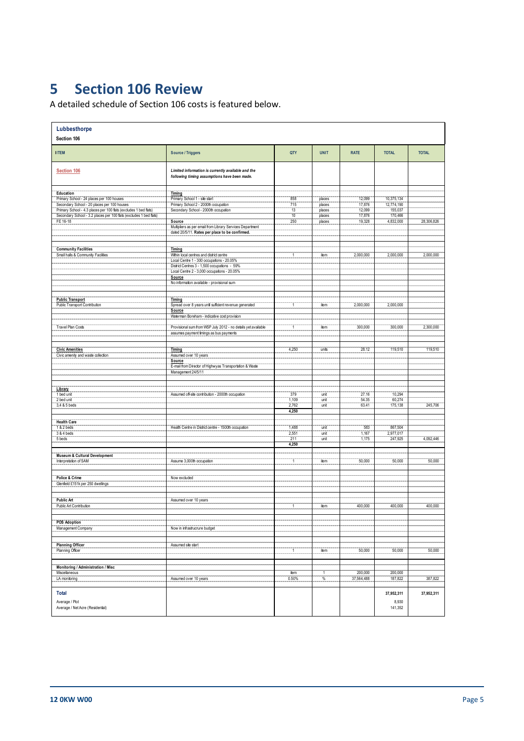# 5 Section 106 Review

A detailed schedule of Section 106 costs is featured below.

| **Lubbesthorpe** | | | | | | |
|---|---|---|---|---|---|---|
| **Section 106** | | | | | | |
| **IITEM** | **Source / Triggers** | **QTY** | **UNIT** | **RATE** | **TOTAL** | **TOTAL** |
| **Section 106** | ***Limited information is currently available and the following timing assumptions have been made.*** | | | | | |
| **Education** | **Timing** | | | | | |
| Primary School - 24 places per 100 houses | Primary School 1 - site start | 858 | places | 12,099 | 10,375,134 | |
| Secondary School - 20 places per 100 houses | Primary School 2 - 2000th occupation | 715 | places | 17,876 | 12,774,190 | |
| Primary School - 4.3 places per 100 flats (excludes 1 bed flats) | Secondary School - 2000th occupation | 13 | places | 12,099 | 155,037 | |
| Secondary School - 3.2 places per 100 flats (excludes 1 bed flats) | | 10 | places | 17,876 | 170,466 | |
| FE 16-18 | **Source** | 250 | places | 19,328 | 4,832,000 | 28,306,826 |
| | Multipliers as per email from Library Services Department dated 20/5/11. **Rates per place to be confirmed.** | | | | | |
| **Community Facilities** | **Timing** | | | | | |
| Small halls & Community Facilities | Within local centres and district centre | 1 | item | 2,000,000 | 2,000,000 | 2,000,000 |
| | Local Centre 1 - 300 occupations - 20.05% | | | | | |
| | District Centres 3 - 1,500 occupations - 59% | | | | | |
| | Local Centre 2 - 3,000 occupations - 20.05% | | | | | |
| | **Source** | | | | | |
| | No information available - provisional sum | | | | | |
| **Public Transport** | **Timing** | | | | | |
| Public Transport Contribution | Spread over 8 years until sufficient revenue generated | 1 | item | 2,000,000 | 2,000,000 | |
| | **Source** | | | | | |
| | Waterman Boreham - indicative cost provision | | | | | |
| Travel Plan Costs | Provisional sum from WSP July 2012 - no details yet available | 1 | item | 300,000 | 300,000 | 2,300,000 |
| | assumes payment timings as bus payments | | | | | |
| **Civic Amenities** | **Timing** | 4,250 | units | 28.12 | 119,510 | 119,510 |
| Civic amenity and waste collection | Assumed over 10 years | | | | | |
| | **Source** | | | | | |
| | E-mail from Director of Highwyas Transportation & Waste Management 24/5/11 | | | | | |
| **Library** | | | | | | |
| 1 bed unit | Assumed off-site contribution - 2000th occupation | 379 | unit | 27.16 | 10,294 | |
| 2 bed unit | | 1,109 | unit | 54.35 | 60,274 | |
| 3,4 & 5 beds | | 2,762 | unit | 63.41 | 175,138 | 245,706 |
| | | **4,250** | | | | |
| **Health Care** | | | | | | |
| 1 & 2 beds | Health Centre in District centre - 1500th occupation | 1,488 | unit | 583 | 867,504 | |
| 3 & 4 beds | | 2,551 | unit | 1,167 | 2,977,017 | |
| 5 beds | | 211 | unit | 1,175 | 247,925 | 4,092,446 |
| | | **4,250** | | | | |
| **Museum & Cultural Development** | | | | | | |
| Interpretation of SAM | Assume 3,000th occupation | 1 | item | 50,000 | 50,000 | 50,000 |
| **Police & Crime** | Now excluded | | | | | |
| Glenfield £151k per 250 dwellings | | | | | | |
| **Public Art** | Assumed over 10 years | | | | | |
| Public Art Contribution | | 1 | item | 400,000 | 400,000 | 400,000 |
| **POS Adoption** | | | | | | |
| Management Company | Now in infrastucrure budget | | | | | |
| **Planning Officer** | Assumed site start | | | | | |
| Planning Officer | | 1 | item | 50,000 | 50,000 | 50,000 |
| **Monitoring / Administration / Misc** | | | | | | |
| Miscellaneous | | item | 1 | 200,000 | 200,000 | |
| LA monitoring | Assumed over 10 years | 0.50% | % | 37,564,488 | 187,822 | 387,822 |
| **Total** | | | | | **37,952,311** | **37,952,311** |
| Average / Plot | | | | | 8,930 | |
| Average / Net Acre (Residential) | | | | | 141,352 | |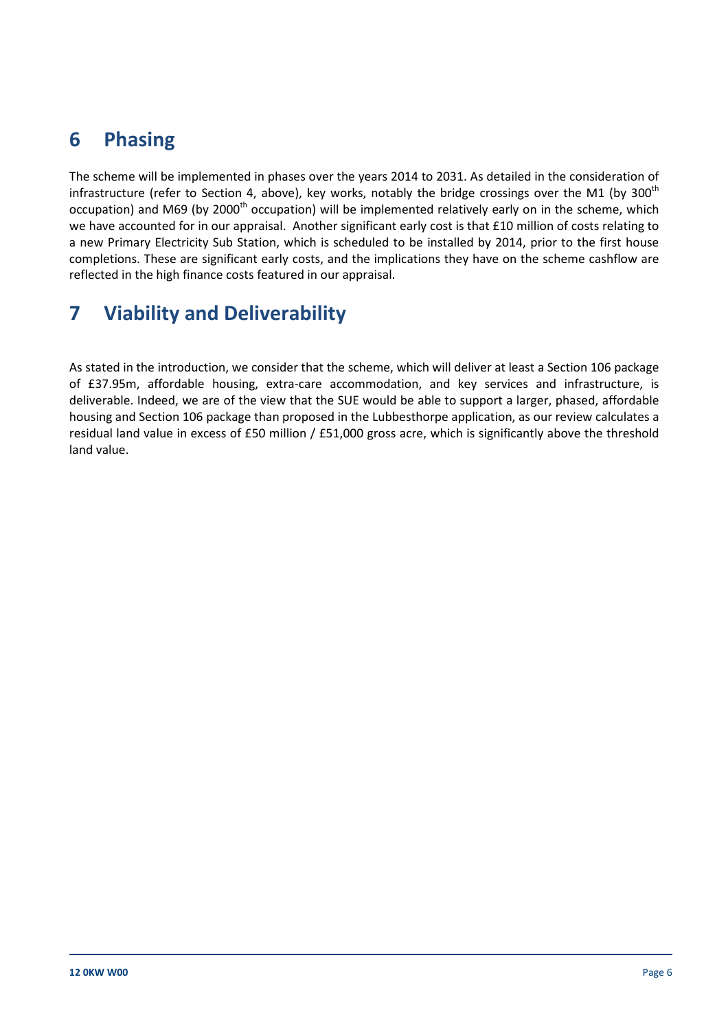# 6 Phasing

The scheme will be implemented in phases over the years 2014 to 2031. As detailed in the consideration of infrastructure (refer to Section 4, above), key works, notably the bridge crossings over the M1 (by 300th occupation) and M69 (by 2000th occupation) will be implemented relatively early on in the scheme, which we have accounted for in our appraisal. Another significant early cost is that £10 million of costs relating to a new Primary Electricity Sub Station, which is scheduled to be installed by 2014, prior to the first house completions. These are significant early costs, and the implications they have on the scheme cashflow are reflected in the high finance costs featured in our appraisal.

# 7 Viability and Deliverability

As stated in the introduction, we consider that the scheme, which will deliver at least a Section 106 package of £37.95m, affordable housing, extra-care accommodation, and key services and infrastructure, is deliverable. Indeed, we are of the view that the SUE would be able to support a larger, phased, affordable housing and Section 106 package than proposed in the Lubbesthorpe application, as our review calculates a residual land value in excess of £50 million / £51,000 gross acre, which is significantly above the threshold land value.